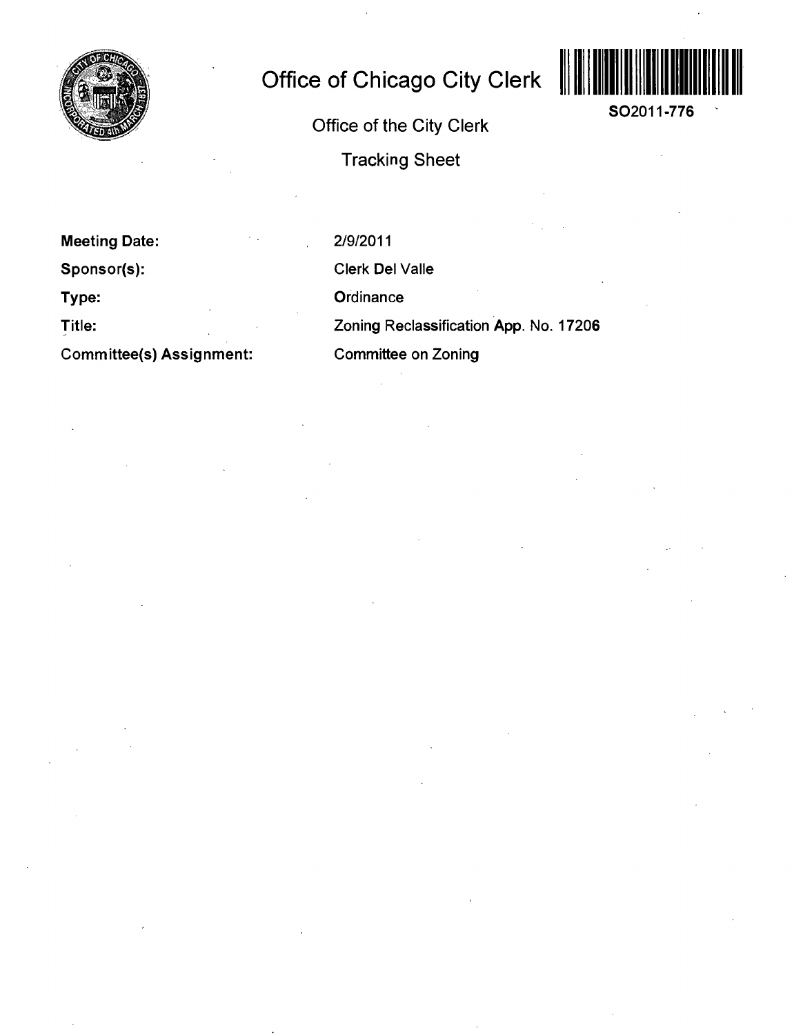# Office of Chicago City Clerk

SO2011-776

Office of the City Clerk

Tracking Sheet

**Meeting Date:** 2/9/2011

**Sponsor(s):** Clerk Del Valle

**Type:** Ordinance

**Title:** Zoning Reclassification App. No. 17206

**Committee(s) Assignment:** Committee on Zoning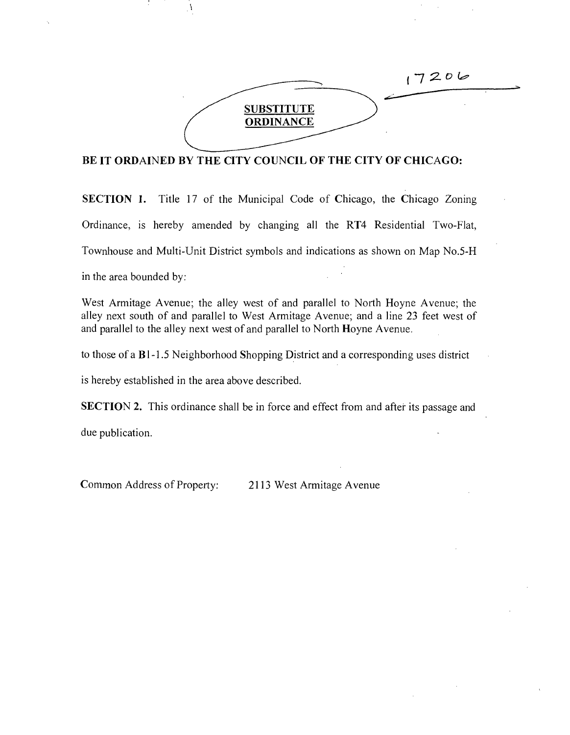17206

**SUBSTITUTE ORDINANCE**

**BE IT ORDAINED BY THE CITY COUNCIL OF THE CITY OF CHICAGO:**

**SECTION 1.** Title 17 of the Municipal Code of Chicago, the Chicago Zoning Ordinance, is hereby amended by changing all the RT4 Residential Two-Flat, Townhouse and Multi-Unit District symbols and indications as shown on Map No.5-H in the area bounded by:

West Armitage Avenue; the alley west of and parallel to North Hoyne Avenue; the alley next south of and parallel to West Armitage Avenue; and a line 23 feet west of and parallel to the alley next west of and parallel to North Hoyne Avenue.

to those of a B1-1.5 Neighborhood Shopping District and a corresponding uses district is hereby established in the area above described.

**SECTION 2.** This ordinance shall be in force and effect from and after its passage and due publication.

Common Address of Property: 2113 West Armitage Avenue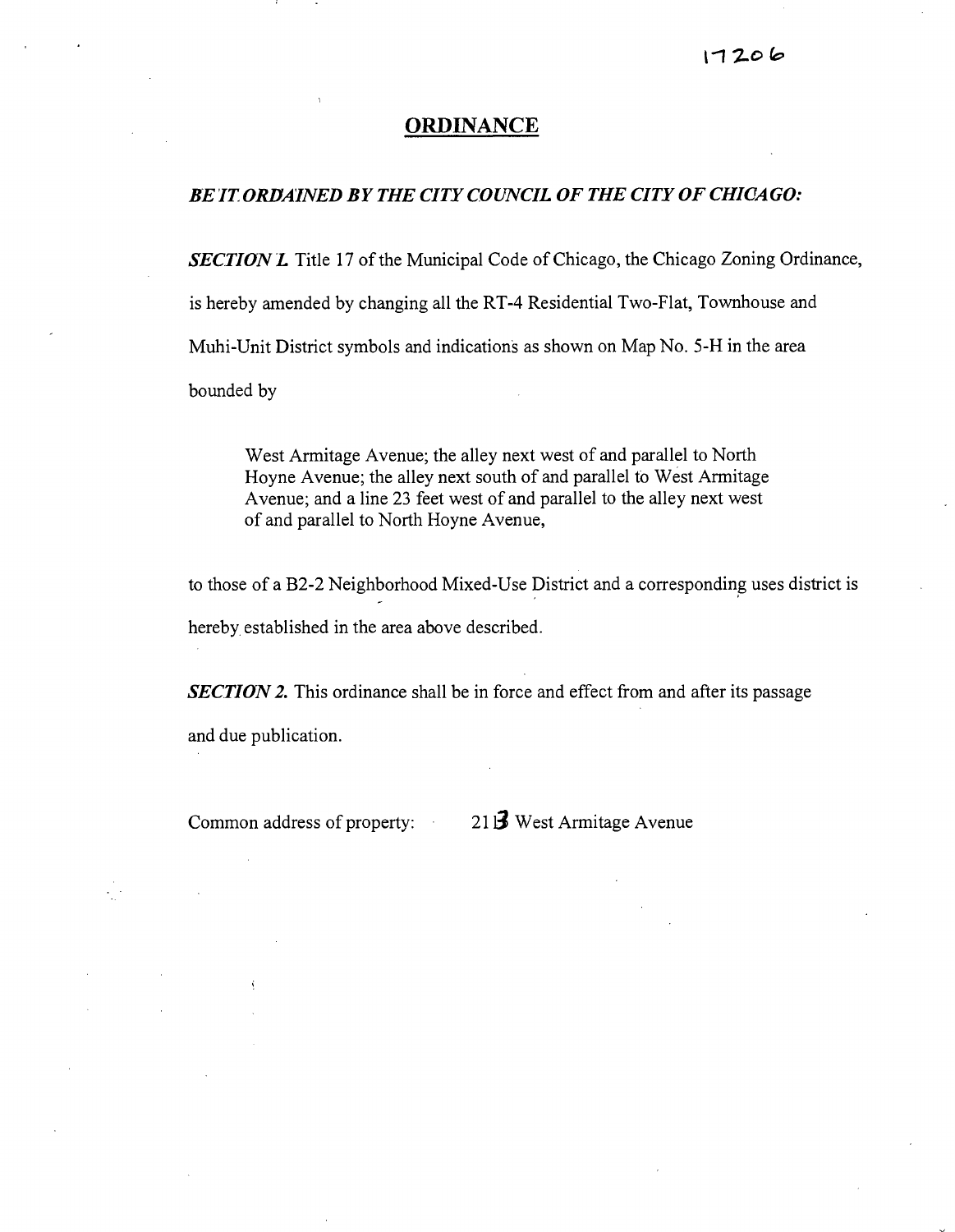17206

## ORDINANCE

***BE IT ORDAINED BY THE CITY COUNCIL OF THE CITY OF CHICAGO:***

***SECTION 1.*** Title 17 of the Municipal Code of Chicago, the Chicago Zoning Ordinance, is hereby amended by changing all the RT-4 Residential Two-Flat, Townhouse and Muhi-Unit District symbols and indications as shown on Map No. 5-H in the area bounded by

> West Armitage Avenue; the alley next west of and parallel to North Hoyne Avenue; the alley next south of and parallel to West Armitage Avenue; and a line 23 feet west of and parallel to the alley next west of and parallel to North Hoyne Avenue,

to those of a B2-2 Neighborhood Mixed-Use District and a corresponding uses district is hereby established in the area above described.

***SECTION 2.*** This ordinance shall be in force and effect from and after its passage and due publication.

Common address of property: 2113 West Armitage Avenue